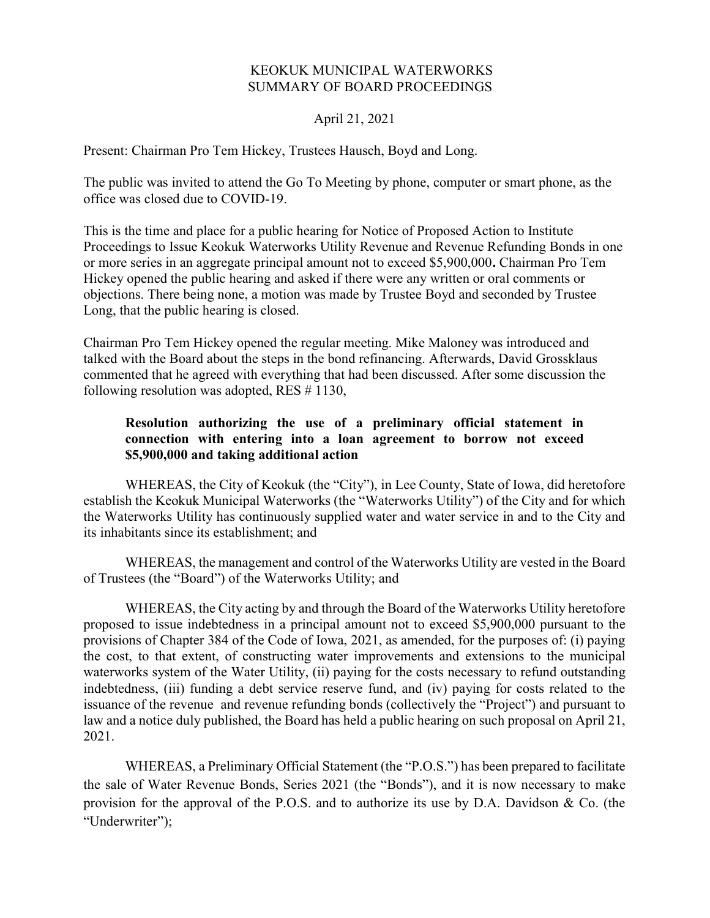KEOKUK MUNICIPAL WATERWORKS
SUMMARY OF BOARD PROCEEDINGS

April 21, 2021

Present: Chairman Pro Tem Hickey, Trustees Hausch, Boyd and Long.

The public was invited to attend the Go To Meeting by phone, computer or smart phone, as the office was closed due to COVID-19.

This is the time and place for a public hearing for Notice of Proposed Action to Institute Proceedings to Issue Keokuk Waterworks Utility Revenue and Revenue Refunding Bonds in one or more series in an aggregate principal amount not to exceed $5,900,000**.** Chairman Pro Tem Hickey opened the public hearing and asked if there were any written or oral comments or objections. There being none, a motion was made by Trustee Boyd and seconded by Trustee Long, that the public hearing is closed.

Chairman Pro Tem Hickey opened the regular meeting. Mike Maloney was introduced and talked with the Board about the steps in the bond refinancing. Afterwards, David Grossklaus commented that he agreed with everything that had been discussed. After some discussion the following resolution was adopted, RES # 1130,

> **Resolution authorizing the use of a preliminary official statement in connection with entering into a loan agreement to borrow not exceed $5,900,000 and taking additional action**

WHEREAS, the City of Keokuk (the "City"), in Lee County, State of Iowa, did heretofore establish the Keokuk Municipal Waterworks (the "Waterworks Utility") of the City and for which the Waterworks Utility has continuously supplied water and water service in and to the City and its inhabitants since its establishment; and

WHEREAS, the management and control of the Waterworks Utility are vested in the Board of Trustees (the "Board") of the Waterworks Utility; and

WHEREAS, the City acting by and through the Board of the Waterworks Utility heretofore proposed to issue indebtedness in a principal amount not to exceed $5,900,000 pursuant to the provisions of Chapter 384 of the Code of Iowa, 2021, as amended, for the purposes of: (i) paying the cost, to that extent, of constructing water improvements and extensions to the municipal waterworks system of the Water Utility, (ii) paying for the costs necessary to refund outstanding indebtedness, (iii) funding a debt service reserve fund, and (iv) paying for costs related to the issuance of the revenue and revenue refunding bonds (collectively the "Project") and pursuant to law and a notice duly published, the Board has held a public hearing on such proposal on April 21, 2021.

WHEREAS, a Preliminary Official Statement (the "P.O.S.") has been prepared to facilitate the sale of Water Revenue Bonds, Series 2021 (the "Bonds"), and it is now necessary to make provision for the approval of the P.O.S. and to authorize its use by D.A. Davidson & Co. (the "Underwriter");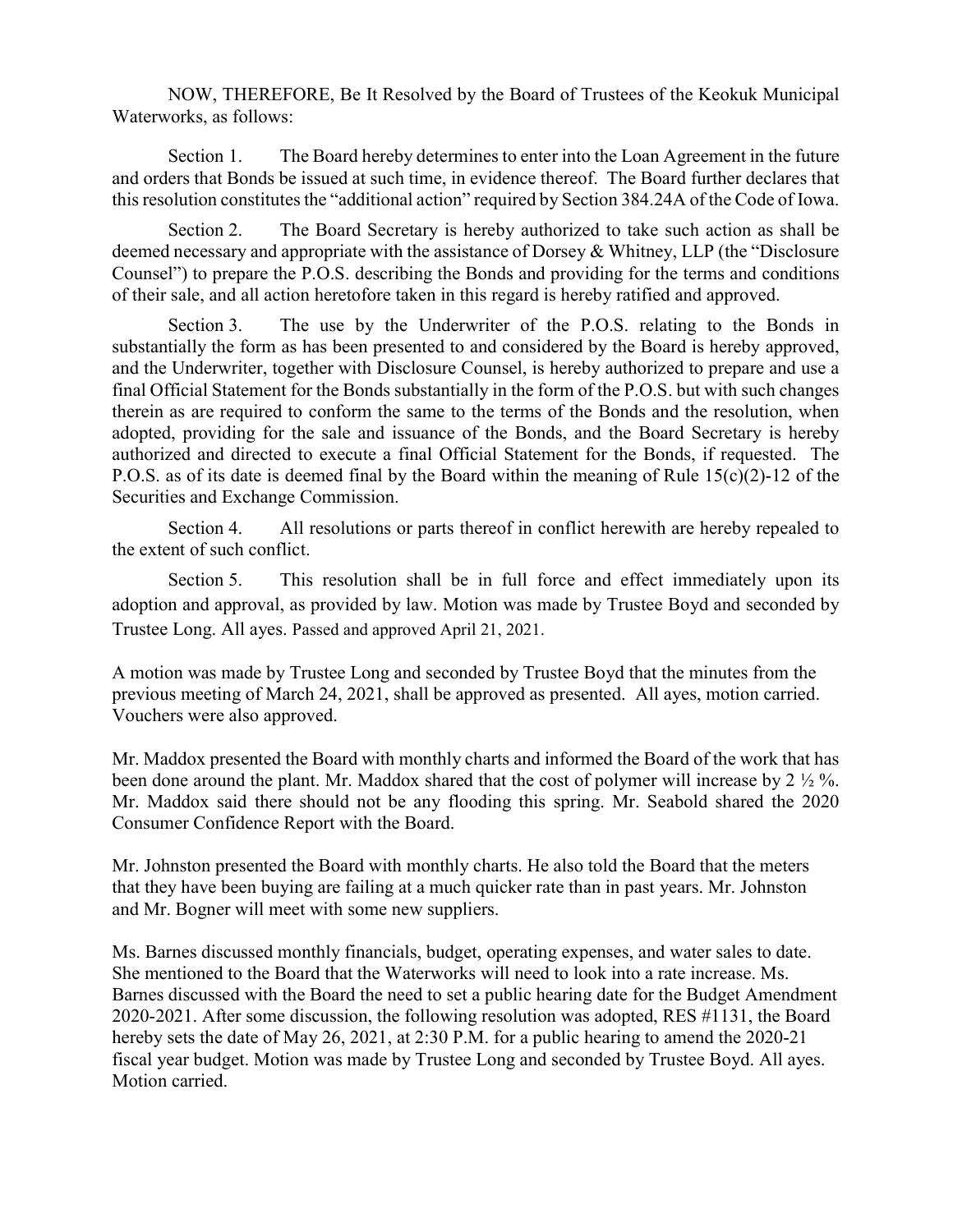NOW, THEREFORE, Be It Resolved by the Board of Trustees of the Keokuk Municipal Waterworks, as follows:

Section 1. The Board hereby determines to enter into the Loan Agreement in the future and orders that Bonds be issued at such time, in evidence thereof. The Board further declares that this resolution constitutes the "additional action" required by Section 384.24A of the Code of Iowa.

Section 2. The Board Secretary is hereby authorized to take such action as shall be deemed necessary and appropriate with the assistance of Dorsey & Whitney, LLP (the "Disclosure Counsel") to prepare the P.O.S. describing the Bonds and providing for the terms and conditions of their sale, and all action heretofore taken in this regard is hereby ratified and approved.

Section 3. The use by the Underwriter of the P.O.S. relating to the Bonds in substantially the form as has been presented to and considered by the Board is hereby approved, and the Underwriter, together with Disclosure Counsel, is hereby authorized to prepare and use a final Official Statement for the Bonds substantially in the form of the P.O.S. but with such changes therein as are required to conform the same to the terms of the Bonds and the resolution, when adopted, providing for the sale and issuance of the Bonds, and the Board Secretary is hereby authorized and directed to execute a final Official Statement for the Bonds, if requested. The P.O.S. as of its date is deemed final by the Board within the meaning of Rule 15(c)(2)-12 of the Securities and Exchange Commission.

Section 4. All resolutions or parts thereof in conflict herewith are hereby repealed to the extent of such conflict.

Section 5. This resolution shall be in full force and effect immediately upon its adoption and approval, as provided by law. Motion was made by Trustee Boyd and seconded by Trustee Long. All ayes. Passed and approved April 21, 2021.

A motion was made by Trustee Long and seconded by Trustee Boyd that the minutes from the previous meeting of March 24, 2021, shall be approved as presented. All ayes, motion carried. Vouchers were also approved.

Mr. Maddox presented the Board with monthly charts and informed the Board of the work that has been done around the plant. Mr. Maddox shared that the cost of polymer will increase by 2 ½ %. Mr. Maddox said there should not be any flooding this spring. Mr. Seabold shared the 2020 Consumer Confidence Report with the Board.

Mr. Johnston presented the Board with monthly charts. He also told the Board that the meters that they have been buying are failing at a much quicker rate than in past years. Mr. Johnston and Mr. Bogner will meet with some new suppliers.

Ms. Barnes discussed monthly financials, budget, operating expenses, and water sales to date. She mentioned to the Board that the Waterworks will need to look into a rate increase. Ms. Barnes discussed with the Board the need to set a public hearing date for the Budget Amendment 2020-2021. After some discussion, the following resolution was adopted, RES #1131, the Board hereby sets the date of May 26, 2021, at 2:30 P.M. for a public hearing to amend the 2020-21 fiscal year budget. Motion was made by Trustee Long and seconded by Trustee Boyd. All ayes. Motion carried.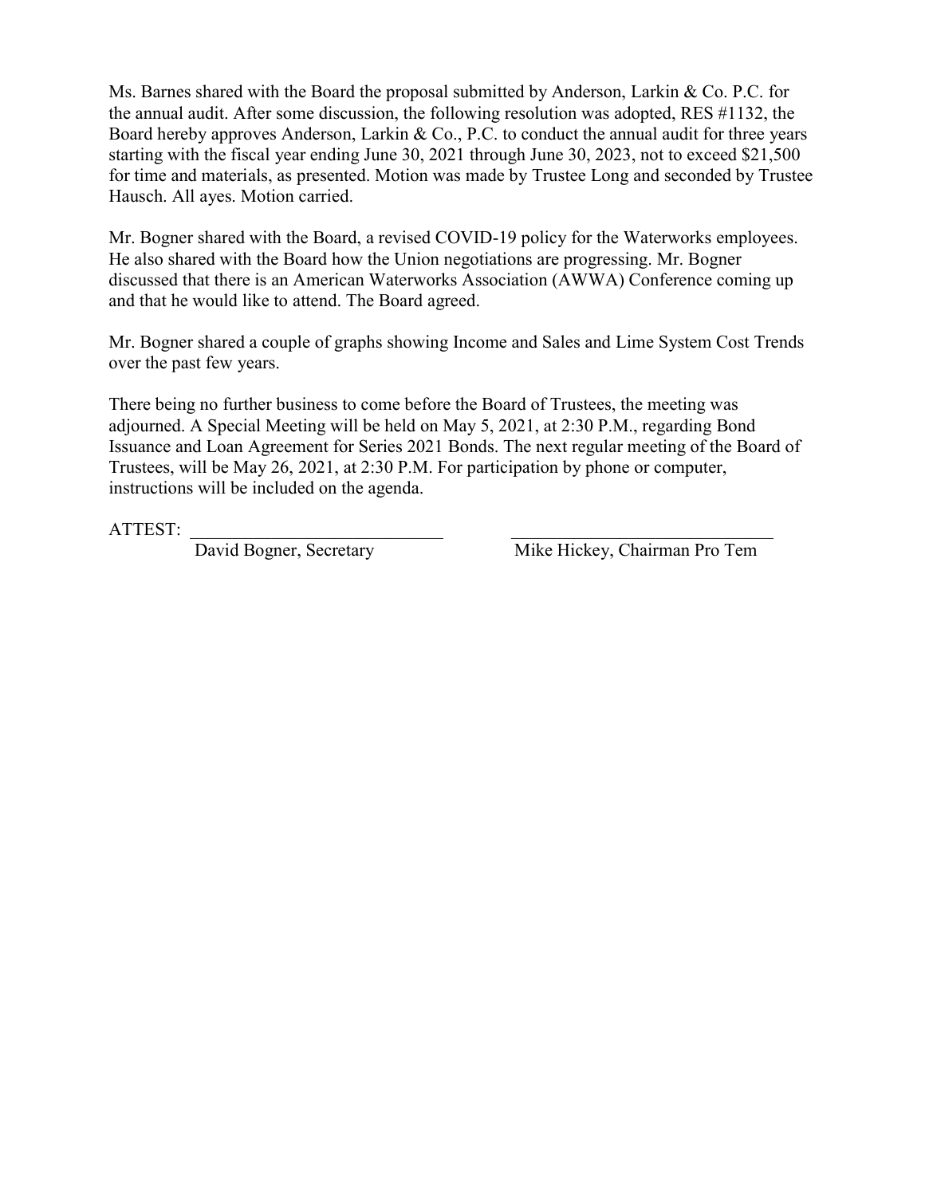Ms. Barnes shared with the Board the proposal submitted by Anderson, Larkin & Co. P.C. for the annual audit. After some discussion, the following resolution was adopted, RES #1132, the Board hereby approves Anderson, Larkin & Co., P.C. to conduct the annual audit for three years starting with the fiscal year ending June 30, 2021 through June 30, 2023, not to exceed $21,500 for time and materials, as presented. Motion was made by Trustee Long and seconded by Trustee Hausch. All ayes. Motion carried.

Mr. Bogner shared with the Board, a revised COVID-19 policy for the Waterworks employees. He also shared with the Board how the Union negotiations are progressing. Mr. Bogner discussed that there is an American Waterworks Association (AWWA) Conference coming up and that he would like to attend. The Board agreed.

Mr. Bogner shared a couple of graphs showing Income and Sales and Lime System Cost Trends over the past few years.

There being no further business to come before the Board of Trustees, the meeting was adjourned. A Special Meeting will be held on May 5, 2021, at 2:30 P.M., regarding Bond Issuance and Loan Agreement for Series 2021 Bonds. The next regular meeting of the Board of Trustees, will be May 26, 2021, at 2:30 P.M. For participation by phone or computer, instructions will be included on the agenda.

ATTEST: ____________________________ ____________________________

David Bogner, Secretary Mike Hickey, Chairman Pro Tem